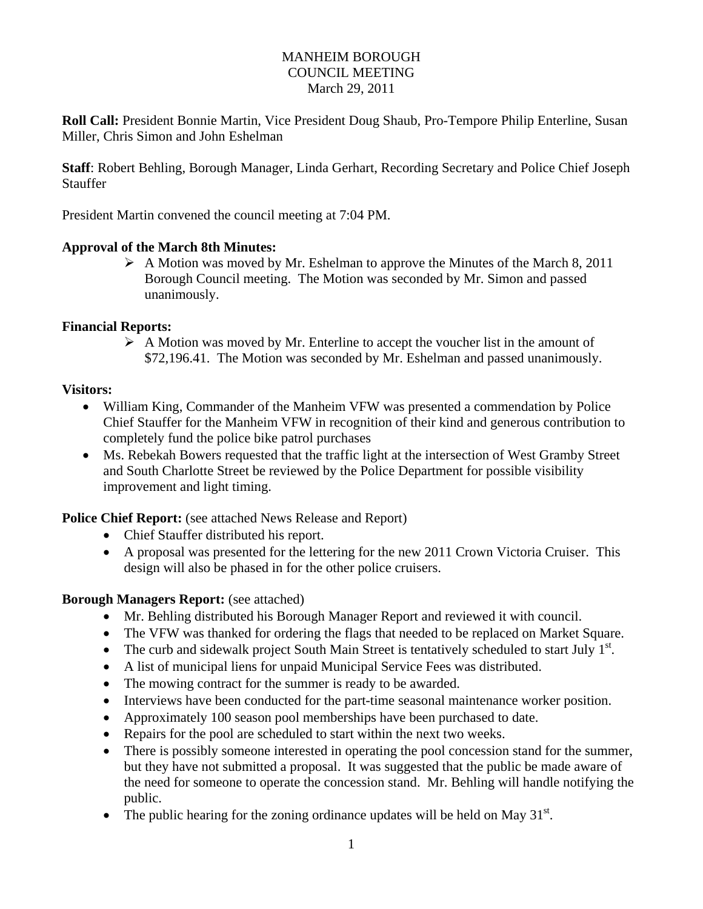MANHEIM BOROUGH
COUNCIL MEETING
March 29, 2011

**Roll Call:** President Bonnie Martin, Vice President Doug Shaub, Pro-Tempore Philip Enterline, Susan Miller, Chris Simon and John Eshelman

**Staff**: Robert Behling, Borough Manager, Linda Gerhart, Recording Secretary and Police Chief Joseph Stauffer

President Martin convened the council meeting at 7:04 PM.

**Approval of the March 8th Minutes:**

- A Motion was moved by Mr. Eshelman to approve the Minutes of the March 8, 2011 Borough Council meeting. The Motion was seconded by Mr. Simon and passed unanimously.

**Financial Reports:**

- A Motion was moved by Mr. Enterline to accept the voucher list in the amount of $72,196.41. The Motion was seconded by Mr. Eshelman and passed unanimously.

**Visitors:**

- William King, Commander of the Manheim VFW was presented a commendation by Police Chief Stauffer for the Manheim VFW in recognition of their kind and generous contribution to completely fund the police bike patrol purchases
- Ms. Rebekah Bowers requested that the traffic light at the intersection of West Gramby Street and South Charlotte Street be reviewed by the Police Department for possible visibility improvement and light timing.

**Police Chief Report:** (see attached News Release and Report)

- Chief Stauffer distributed his report.
- A proposal was presented for the lettering for the new 2011 Crown Victoria Cruiser. This design will also be phased in for the other police cruisers.

**Borough Managers Report:** (see attached)

- Mr. Behling distributed his Borough Manager Report and reviewed it with council.
- The VFW was thanked for ordering the flags that needed to be replaced on Market Square.
- The curb and sidewalk project South Main Street is tentatively scheduled to start July 1st.
- A list of municipal liens for unpaid Municipal Service Fees was distributed.
- The mowing contract for the summer is ready to be awarded.
- Interviews have been conducted for the part-time seasonal maintenance worker position.
- Approximately 100 season pool memberships have been purchased to date.
- Repairs for the pool are scheduled to start within the next two weeks.
- There is possibly someone interested in operating the pool concession stand for the summer, but they have not submitted a proposal. It was suggested that the public be made aware of the need for someone to operate the concession stand. Mr. Behling will handle notifying the public.
- The public hearing for the zoning ordinance updates will be held on May 31st.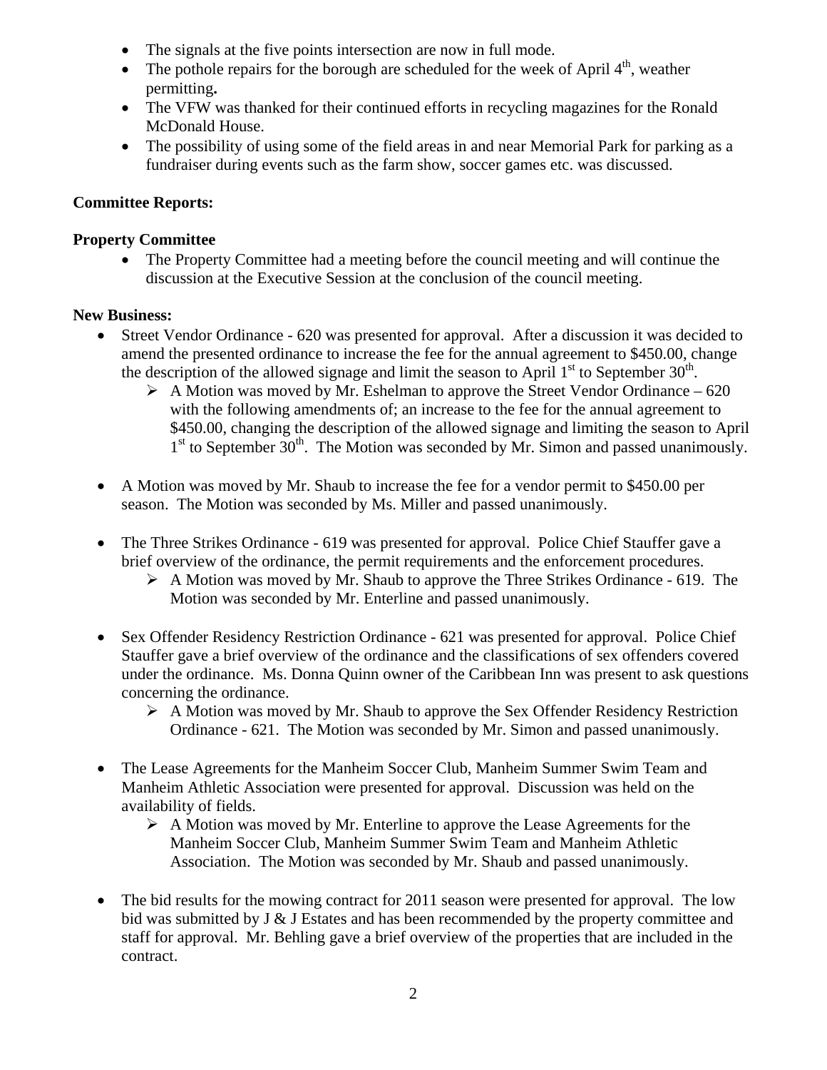- The signals at the five points intersection are now in full mode.
- The pothole repairs for the borough are scheduled for the week of April 4th, weather permitting**.**
- The VFW was thanked for their continued efforts in recycling magazines for the Ronald McDonald House.
- The possibility of using some of the field areas in and near Memorial Park for parking as a fundraiser during events such as the farm show, soccer games etc. was discussed.

**Committee Reports:**

**Property Committee**

- The Property Committee had a meeting before the council meeting and will continue the discussion at the Executive Session at the conclusion of the council meeting.

**New Business:**

- Street Vendor Ordinance - 620 was presented for approval. After a discussion it was decided to amend the presented ordinance to increase the fee for the annual agreement to $450.00, change the description of the allowed signage and limit the season to April 1st to September 30th.
  - A Motion was moved by Mr. Eshelman to approve the Street Vendor Ordinance – 620 with the following amendments of; an increase to the fee for the annual agreement to $450.00, changing the description of the allowed signage and limiting the season to April 1st to September 30th. The Motion was seconded by Mr. Simon and passed unanimously.

- A Motion was moved by Mr. Shaub to increase the fee for a vendor permit to $450.00 per season. The Motion was seconded by Ms. Miller and passed unanimously.

- The Three Strikes Ordinance - 619 was presented for approval. Police Chief Stauffer gave a brief overview of the ordinance, the permit requirements and the enforcement procedures.
  - A Motion was moved by Mr. Shaub to approve the Three Strikes Ordinance - 619. The Motion was seconded by Mr. Enterline and passed unanimously.

- Sex Offender Residency Restriction Ordinance - 621 was presented for approval. Police Chief Stauffer gave a brief overview of the ordinance and the classifications of sex offenders covered under the ordinance. Ms. Donna Quinn owner of the Caribbean Inn was present to ask questions concerning the ordinance.
  - A Motion was moved by Mr. Shaub to approve the Sex Offender Residency Restriction Ordinance - 621. The Motion was seconded by Mr. Simon and passed unanimously.

- The Lease Agreements for the Manheim Soccer Club, Manheim Summer Swim Team and Manheim Athletic Association were presented for approval. Discussion was held on the availability of fields.
  - A Motion was moved by Mr. Enterline to approve the Lease Agreements for the Manheim Soccer Club, Manheim Summer Swim Team and Manheim Athletic Association. The Motion was seconded by Mr. Shaub and passed unanimously.

- The bid results for the mowing contract for 2011 season were presented for approval. The low bid was submitted by J & J Estates and has been recommended by the property committee and staff for approval. Mr. Behling gave a brief overview of the properties that are included in the contract.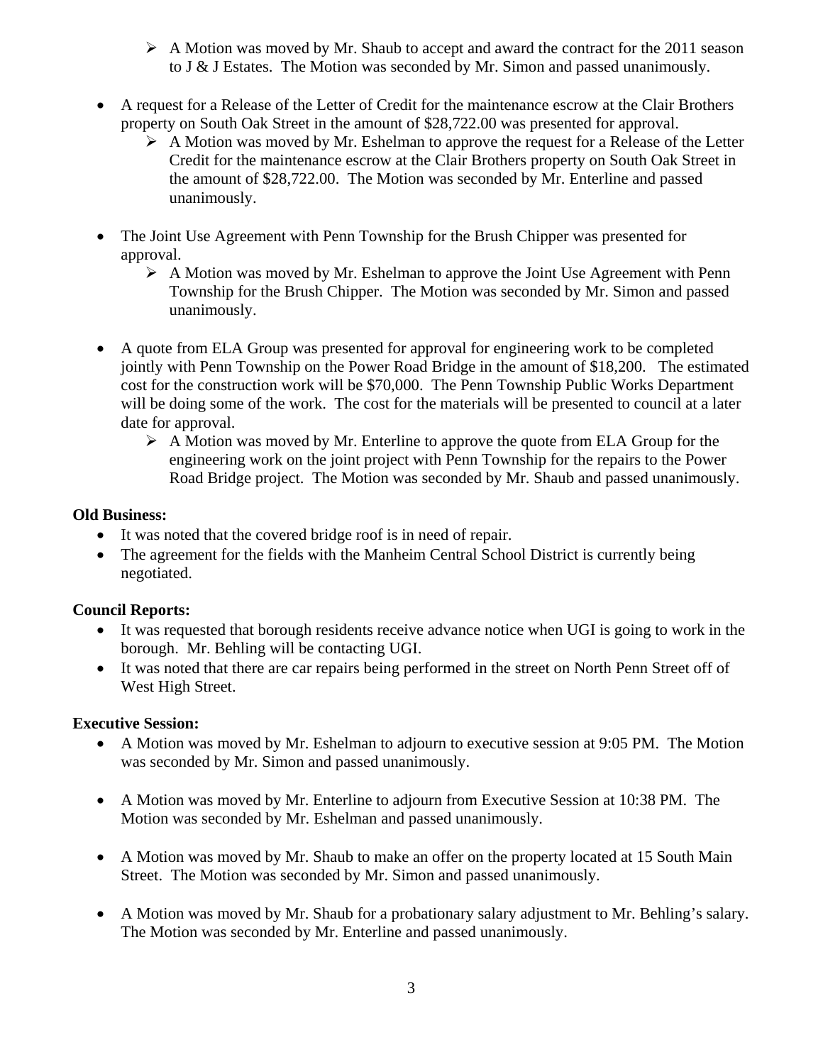- A Motion was moved by Mr. Shaub to accept and award the contract for the 2011 season to J & J Estates. The Motion was seconded by Mr. Simon and passed unanimously.

- A request for a Release of the Letter of Credit for the maintenance escrow at the Clair Brothers property on South Oak Street in the amount of $28,722.00 was presented for approval.
  - A Motion was moved by Mr. Eshelman to approve the request for a Release of the Letter Credit for the maintenance escrow at the Clair Brothers property on South Oak Street in the amount of $28,722.00. The Motion was seconded by Mr. Enterline and passed unanimously.

- The Joint Use Agreement with Penn Township for the Brush Chipper was presented for approval.
  - A Motion was moved by Mr. Eshelman to approve the Joint Use Agreement with Penn Township for the Brush Chipper. The Motion was seconded by Mr. Simon and passed unanimously.

- A quote from ELA Group was presented for approval for engineering work to be completed jointly with Penn Township on the Power Road Bridge in the amount of $18,200. The estimated cost for the construction work will be $70,000. The Penn Township Public Works Department will be doing some of the work. The cost for the materials will be presented to council at a later date for approval.
  - A Motion was moved by Mr. Enterline to approve the quote from ELA Group for the engineering work on the joint project with Penn Township for the repairs to the Power Road Bridge project. The Motion was seconded by Mr. Shaub and passed unanimously.

**Old Business:**

- It was noted that the covered bridge roof is in need of repair.
- The agreement for the fields with the Manheim Central School District is currently being negotiated.

**Council Reports:**

- It was requested that borough residents receive advance notice when UGI is going to work in the borough. Mr. Behling will be contacting UGI.
- It was noted that there are car repairs being performed in the street on North Penn Street off of West High Street.

**Executive Session:**

- A Motion was moved by Mr. Eshelman to adjourn to executive session at 9:05 PM. The Motion was seconded by Mr. Simon and passed unanimously.

- A Motion was moved by Mr. Enterline to adjourn from Executive Session at 10:38 PM. The Motion was seconded by Mr. Eshelman and passed unanimously.

- A Motion was moved by Mr. Shaub to make an offer on the property located at 15 South Main Street. The Motion was seconded by Mr. Simon and passed unanimously.

- A Motion was moved by Mr. Shaub for a probationary salary adjustment to Mr. Behling's salary. The Motion was seconded by Mr. Enterline and passed unanimously.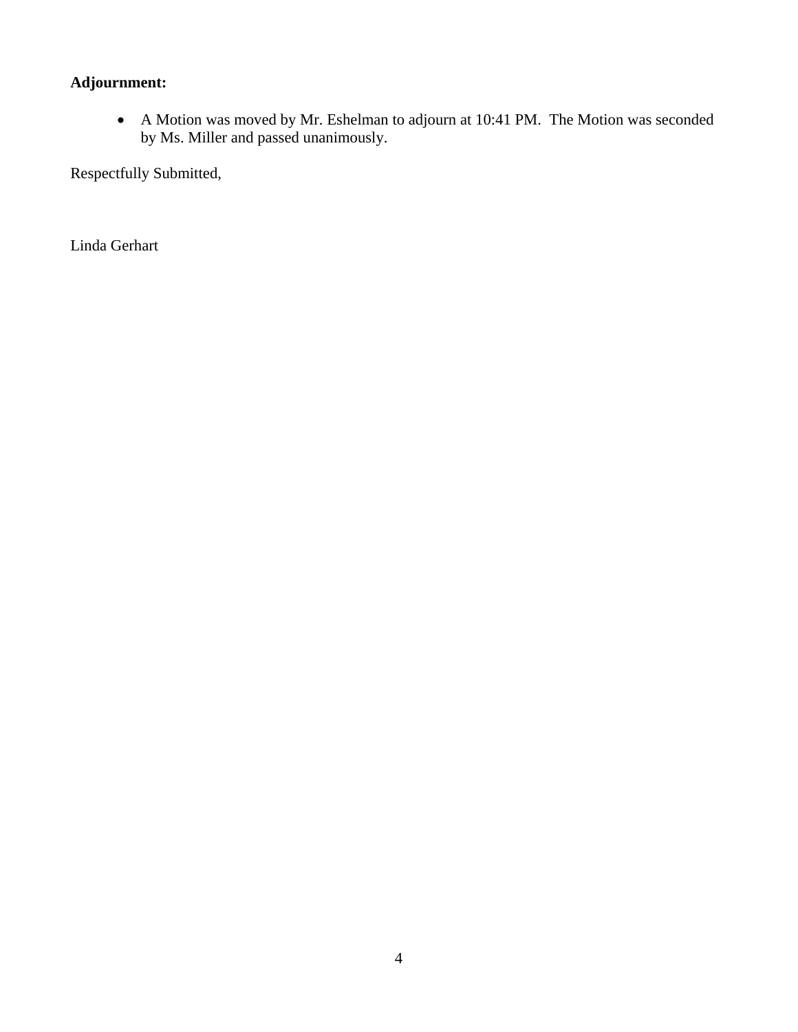**Adjournment:**

- A Motion was moved by Mr. Eshelman to adjourn at 10:41 PM. The Motion was seconded by Ms. Miller and passed unanimously.

Respectfully Submitted,

Linda Gerhart